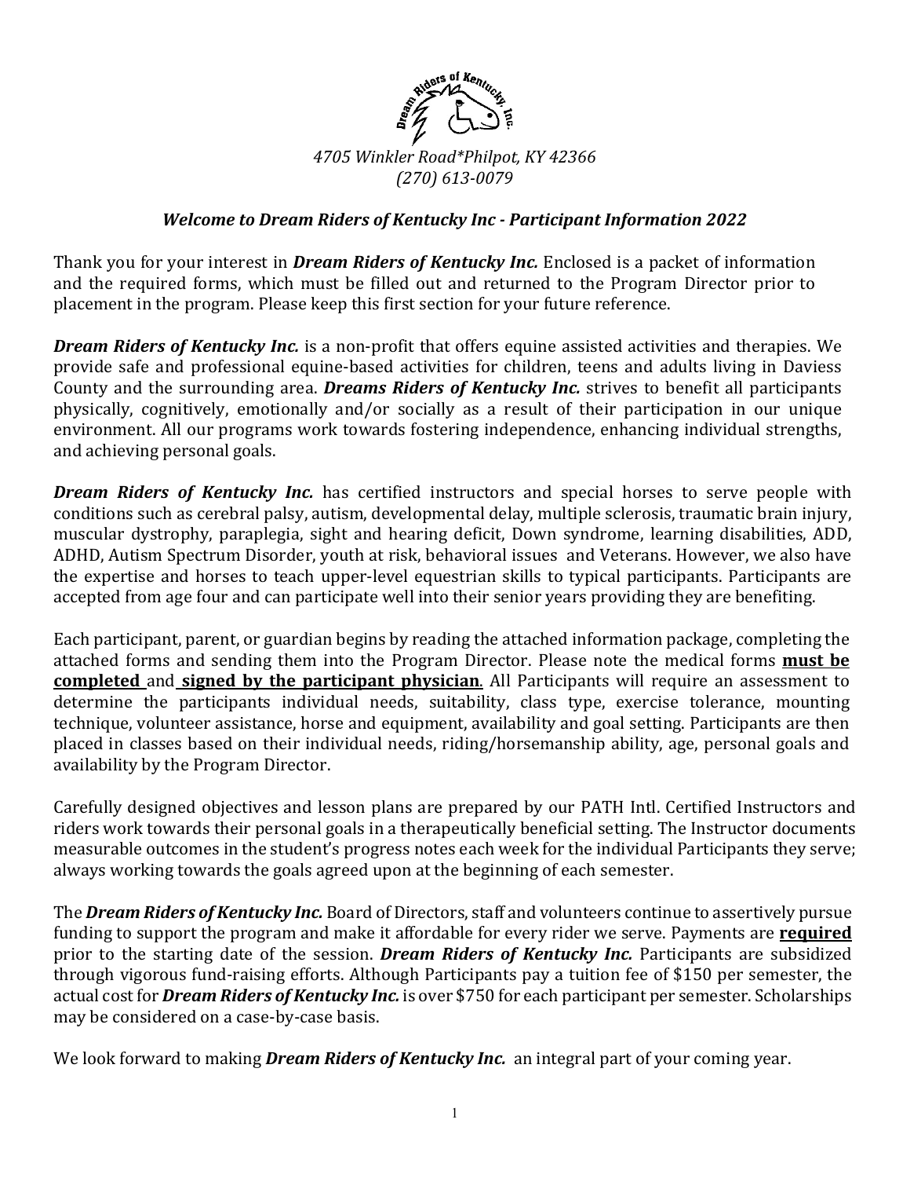*4705 Winkler Road*Philpot, KY 42366*
*(270) 613-0079*

## *Welcome to Dream Riders of Kentucky Inc - Participant Information 2022*

Thank you for your interest in ***Dream Riders of Kentucky Inc.*** Enclosed is a packet of information and the required forms, which must be filled out and returned to the Program Director prior to placement in the program. Please keep this first section for your future reference.

***Dream Riders of Kentucky Inc.*** is a non-profit that offers equine assisted activities and therapies. We provide safe and professional equine-based activities for children, teens and adults living in Daviess County and the surrounding area. ***Dreams Riders of Kentucky Inc.*** strives to benefit all participants physically, cognitively, emotionally and/or socially as a result of their participation in our unique environment. All our programs work towards fostering independence, enhancing individual strengths, and achieving personal goals.

***Dream Riders of Kentucky Inc.*** has certified instructors and special horses to serve people with conditions such as cerebral palsy, autism, developmental delay, multiple sclerosis, traumatic brain injury, muscular dystrophy, paraplegia, sight and hearing deficit, Down syndrome, learning disabilities, ADD, ADHD, Autism Spectrum Disorder, youth at risk, behavioral issues and Veterans. However, we also have the expertise and horses to teach upper-level equestrian skills to typical participants. Participants are accepted from age four and can participate well into their senior years providing they are benefiting.

Each participant, parent, or guardian begins by reading the attached information package, completing the attached forms and sending them into the Program Director. Please note the medical forms **<u>must be completed</u>** and **<u>signed by the participant physician</u>**. All Participants will require an assessment to determine the participants individual needs, suitability, class type, exercise tolerance, mounting technique, volunteer assistance, horse and equipment, availability and goal setting. Participants are then placed in classes based on their individual needs, riding/horsemanship ability, age, personal goals and availability by the Program Director.

Carefully designed objectives and lesson plans are prepared by our PATH Intl. Certified Instructors and riders work towards their personal goals in a therapeutically beneficial setting. The Instructor documents measurable outcomes in the student's progress notes each week for the individual Participants they serve; always working towards the goals agreed upon at the beginning of each semester.

The ***Dream Riders of Kentucky Inc.*** Board of Directors, staff and volunteers continue to assertively pursue funding to support the program and make it affordable for every rider we serve. Payments are **<u>required</u>** prior to the starting date of the session. ***Dream Riders of Kentucky Inc.*** Participants are subsidized through vigorous fund-raising efforts. Although Participants pay a tuition fee of $150 per semester, the actual cost for ***Dream Riders of Kentucky Inc.*** is over $750 for each participant per semester. Scholarships may be considered on a case-by-case basis.

We look forward to making ***Dream Riders of Kentucky Inc.*** an integral part of your coming year.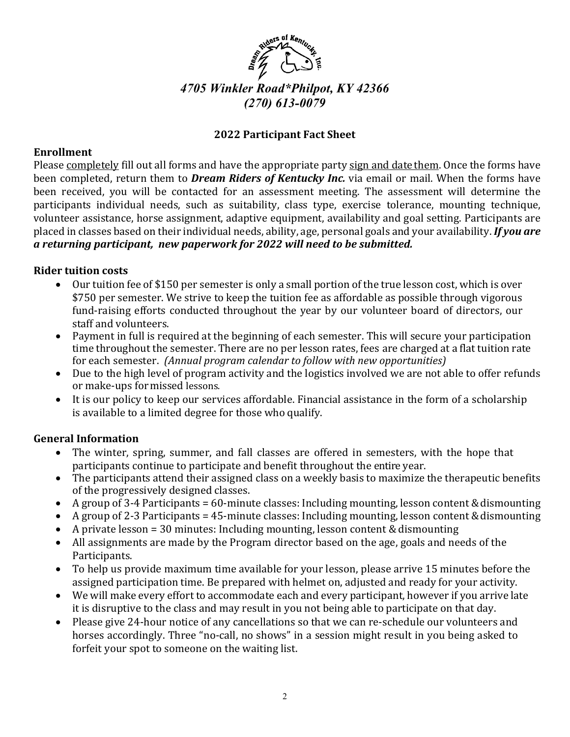*4705 Winkler Road*Philpot, KY 42366*
*(270) 613-0079*

## 2022 Participant Fact Sheet

### Enrollment

Please completely fill out all forms and have the appropriate party sign and date them. Once the forms have been completed, return them to ***Dream Riders of Kentucky Inc.*** via email or mail. When the forms have been received, you will be contacted for an assessment meeting. The assessment will determine the participants individual needs, such as suitability, class type, exercise tolerance, mounting technique, volunteer assistance, horse assignment, adaptive equipment, availability and goal setting. Participants are placed in classes based on their individual needs, ability, age, personal goals and your availability. ***If you are a returning participant, new paperwork for 2022 will need to be submitted.***

### Rider tuition costs

- Our tuition fee of $150 per semester is only a small portion of the true lesson cost, which is over $750 per semester. We strive to keep the tuition fee as affordable as possible through vigorous fund-raising efforts conducted throughout the year by our volunteer board of directors, our staff and volunteers.
- Payment in full is required at the beginning of each semester. This will secure your participation time throughout the semester. There are no per lesson rates, fees are charged at a flat tuition rate for each semester. *(Annual program calendar to follow with new opportunities)*
- Due to the high level of program activity and the logistics involved we are not able to offer refunds or make-ups for missed lessons.
- It is our policy to keep our services affordable. Financial assistance in the form of a scholarship is available to a limited degree for those who qualify.

### General Information

- The winter, spring, summer, and fall classes are offered in semesters, with the hope that participants continue to participate and benefit throughout the entire year.
- The participants attend their assigned class on a weekly basis to maximize the therapeutic benefits of the progressively designed classes.
- A group of 3-4 Participants = 60-minute classes: Including mounting, lesson content & dismounting
- A group of 2-3 Participants = 45-minute classes: Including mounting, lesson content & dismounting
- A private lesson = 30 minutes: Including mounting, lesson content & dismounting
- All assignments are made by the Program director based on the age, goals and needs of the Participants.
- To help us provide maximum time available for your lesson, please arrive 15 minutes before the assigned participation time. Be prepared with helmet on, adjusted and ready for your activity.
- We will make every effort to accommodate each and every participant, however if you arrive late it is disruptive to the class and may result in you not being able to participate on that day.
- Please give 24-hour notice of any cancellations so that we can re-schedule our volunteers and horses accordingly. Three "no-call, no shows" in a session might result in you being asked to forfeit your spot to someone on the waiting list.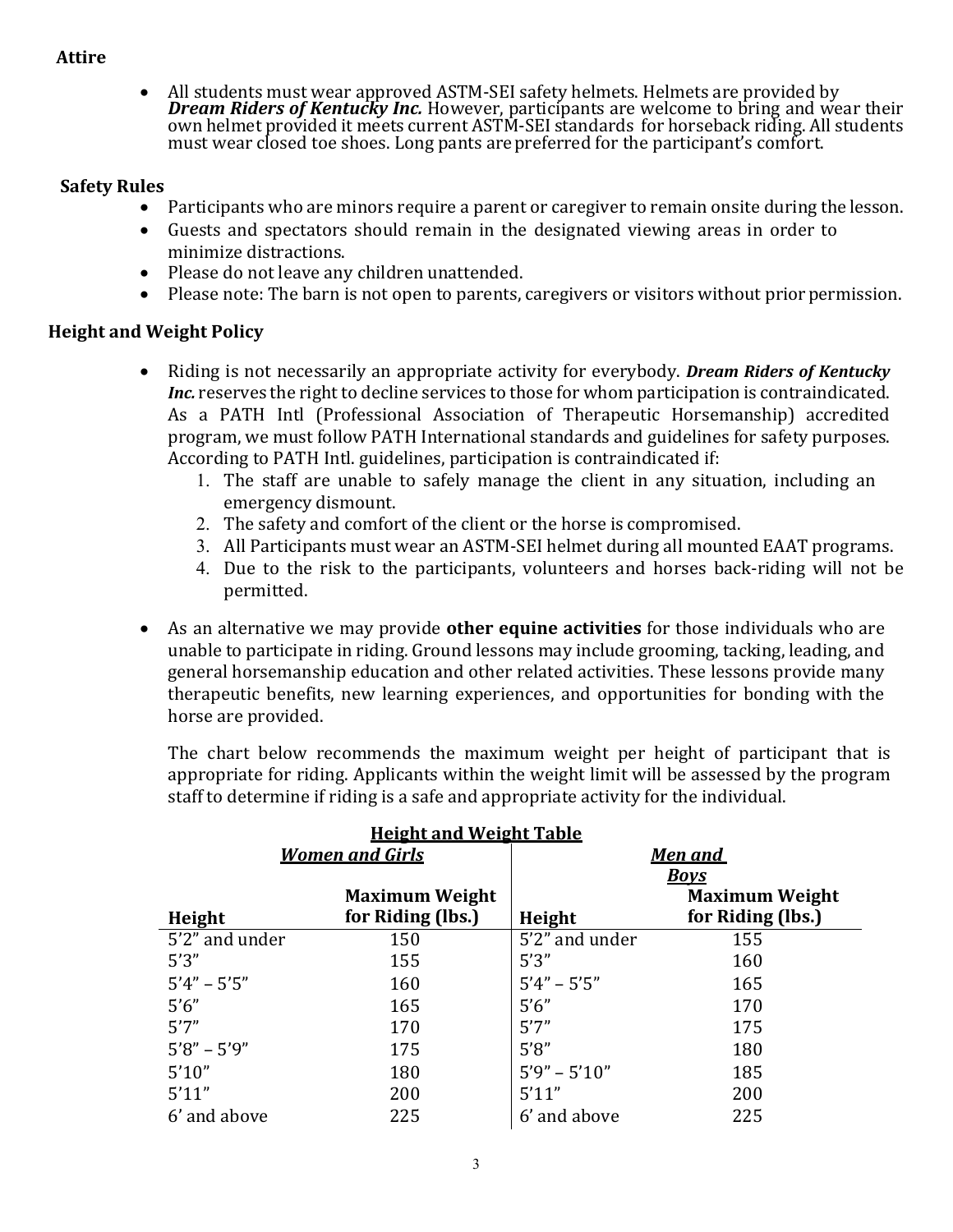## Attire

- All students must wear approved ASTM-SEI safety helmets. Helmets are provided by ***Dream Riders of Kentucky Inc.*** However, participants are welcome to bring and wear their own helmet provided it meets current ASTM-SEI standards for horseback riding. All students must wear closed toe shoes. Long pants are preferred for the participant's comfort.

## Safety Rules

- Participants who are minors require a parent or caregiver to remain onsite during the lesson.
- Guests and spectators should remain in the designated viewing areas in order to minimize distractions.
- Please do not leave any children unattended.
- Please note: The barn is not open to parents, caregivers or visitors without prior permission.

## Height and Weight Policy

- Riding is not necessarily an appropriate activity for everybody. ***Dream Riders of Kentucky Inc.*** reserves the right to decline services to those for whom participation is contraindicated. As a PATH Intl (Professional Association of Therapeutic Horsemanship) accredited program, we must follow PATH International standards and guidelines for safety purposes. According to PATH Intl. guidelines, participation is contraindicated if:
    1. The staff are unable to safely manage the client in any situation, including an emergency dismount.
    2. The safety and comfort of the client or the horse is compromised.
    3. All Participants must wear an ASTM-SEI helmet during all mounted EAAT programs.
    4. Due to the risk to the participants, volunteers and horses back-riding will not be permitted.

- As an alternative we may provide **other equine activities** for those individuals who are unable to participate in riding. Ground lessons may include grooming, tacking, leading, and general horsemanship education and other related activities. These lessons provide many therapeutic benefits, new learning experiences, and opportunities for bonding with the horse are provided.

  The chart below recommends the maximum weight per height of participant that is appropriate for riding. Applicants within the weight limit will be assessed by the program staff to determine if riding is a safe and appropriate activity for the individual.

**Height and Weight Table**

| ***Women and Girls*** | | ***Men and Boys*** | |
|---|---|---|---|
| **Height** | **Maximum Weight for Riding (lbs.)** | **Height** | **Maximum Weight for Riding (lbs.)** |
| 5'2" and under | 150 | 5'2" and under | 155 |
| 5'3" | 155 | 5'3" | 160 |
| 5'4" – 5'5" | 160 | 5'4" – 5'5" | 165 |
| 5'6" | 165 | 5'6" | 170 |
| 5'7" | 170 | 5'7" | 175 |
| 5'8" – 5'9" | 175 | 5'8" | 180 |
| 5'10" | 180 | 5'9" – 5'10" | 185 |
| 5'11" | 200 | 5'11" | 200 |
| 6' and above | 225 | 6' and above | 225 |